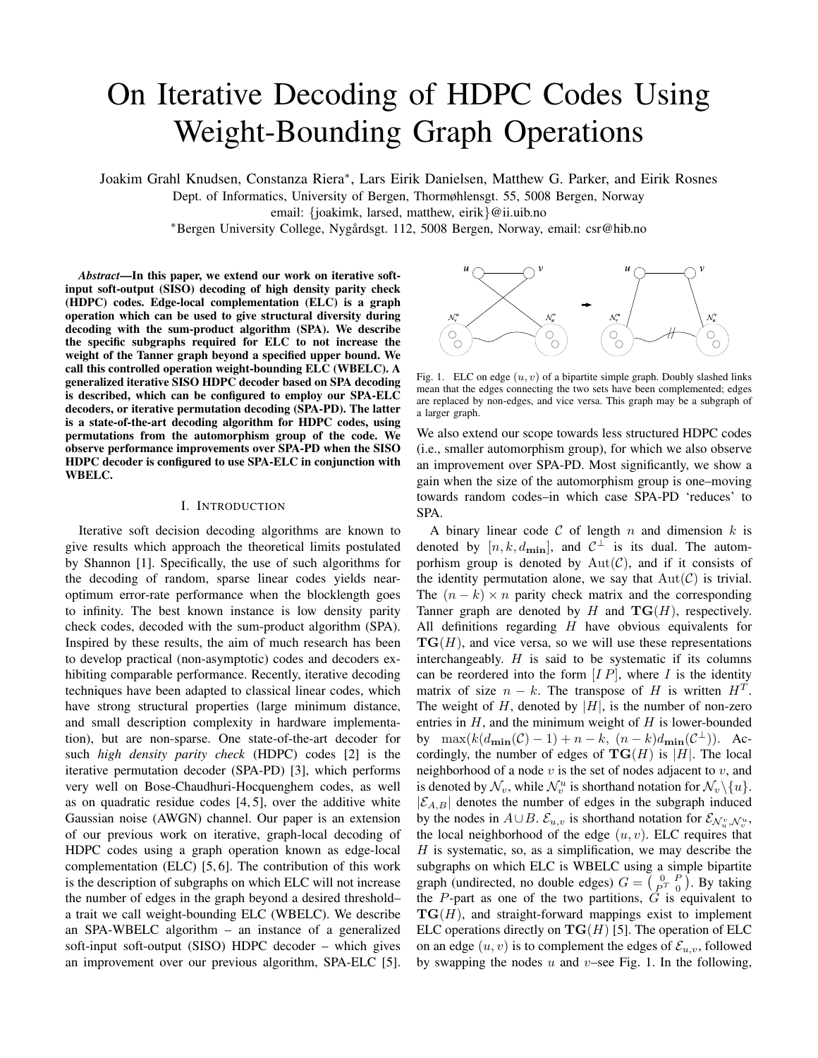# On Iterative Decoding of HDPC Codes Using Weight-Bounding Graph Operations

Joakim Grahl Knudsen, Constanza Riera*, Lars Eirik Danielsen, Matthew G. Parker, and Eirik Rosnes

Dept. of Informatics, University of Bergen, Thormøhlensgt. 55, 5008 Bergen, Norway

email: {joakimk, larsed, matthew, eirik}@ii.uib.no

*Bergen University College, Nygårdsgt. 112, 5008 Bergen, Norway, email: csr@hib.no

***Abstract*—In this paper, we extend our work on iterative soft-input soft-output (SISO) decoding of high density parity check (HDPC) codes. Edge-local complementation (ELC) is a graph operation which can be used to give structural diversity during decoding with the sum-product algorithm (SPA). We describe the specific subgraphs required for ELC to not increase the weight of the Tanner graph beyond a specified upper bound. We call this controlled operation weight-bounding ELC (WBELC). A generalized iterative SISO HDPC decoder based on SPA decoding is described, which can be configured to employ our SPA-ELC decoders, or iterative permutation decoding (SPA-PD). The latter is a state-of-the-art decoding algorithm for HDPC codes, using permutations from the automorphism group of the code. We observe performance improvements over SPA-PD when the SISO HDPC decoder is configured to use SPA-ELC in conjunction with WBELC.**

## I. Introduction

Iterative soft decision decoding algorithms are known to give results which approach the theoretical limits postulated by Shannon [1]. Specifically, the use of such algorithms for the decoding of random, sparse linear codes yields near-optimum error-rate performance when the blocklength goes to infinity. The best known instance is low density parity check codes, decoded with the sum-product algorithm (SPA). Inspired by these results, the aim of much research has been to develop practical (non-asymptotic) codes and decoders exhibiting comparable performance. Recently, iterative decoding techniques have been adapted to classical linear codes, which have strong structural properties (large minimum distance, and small description complexity in hardware implementation), but are non-sparse. One state-of-the-art decoder for such *high density parity check* (HDPC) codes [2] is the iterative permutation decoder (SPA-PD) [3], which performs very well on Bose-Chaudhuri-Hocquenghem codes, as well as on quadratic residue codes [4, 5], over the additive white Gaussian noise (AWGN) channel. Our paper is an extension of our previous work on iterative, graph-local decoding of HDPC codes using a graph operation known as edge-local complementation (ELC) [5, 6]. The contribution of this work is the description of subgraphs on which ELC will not increase the number of edges in the graph beyond a desired threshold– a trait we call weight-bounding ELC (WBELC). We describe an SPA-WBELC algorithm – an instance of a generalized soft-input soft-output (SISO) HDPC decoder – which gives an improvement over our previous algorithm, SPA-ELC [5].

Fig. 1. ELC on edge $(u, v)$ of a bipartite simple graph. Doubly slashed links mean that the edges connecting the two sets have been complemented; edges are replaced by non-edges, and vice versa. This graph may be a subgraph of a larger graph.

We also extend our scope towards less structured HDPC codes (i.e., smaller automorphism group), for which we also observe an improvement over SPA-PD. Most significantly, we show a gain when the size of the automorphism group is one–moving towards random codes–in which case SPA-PD 'reduces' to SPA.

A binary linear code $\mathcal{C}$ of length $n$ and dimension $k$ is denoted by $[n, k, d_{\mathbf{min}}]$, and $\mathcal{C}^{\perp}$ is its dual. The automorphism group is denoted by $\mathrm{Aut}(\mathcal{C})$, and if it consists of the identity permutation alone, we say that $\mathrm{Aut}(\mathcal{C})$ is trivial. The $(n-k) \times n$ parity check matrix and the corresponding Tanner graph are denoted by $H$ and $\mathbf{TG}(H)$, respectively. All definitions regarding $H$ have obvious equivalents for $\mathbf{TG}(H)$, and vice versa, so we will use these representations interchangeably. $H$ is said to be systematic if its columns can be reordered into the form $[I\,P]$, where $I$ is the identity matrix of size $n-k$. The transpose of $H$ is written $H^T$. The weight of $H$, denoted by $|H|$, is the number of non-zero entries in $H$, and the minimum weight of $H$ is lower-bounded by $\max(k(d_{\mathbf{min}}(\mathcal{C})-1)+n-k,\ (n-k)d_{\mathbf{min}}(\mathcal{C}^{\perp}))$. Accordingly, the number of edges of $\mathbf{TG}(H)$ is $|H|$. The local neighborhood of a node $v$ is the set of nodes adjacent to $v$, and is denoted by $\mathcal{N}_v$, while $\mathcal{N}_v^u$ is shorthand notation for $\mathcal{N}_v \backslash \{u\}$. $|\mathcal{E}_{A,B}|$ denotes the number of edges in the subgraph induced by the nodes in $A \cup B$. $\mathcal{E}_{u,v}$ is shorthand notation for $\mathcal{E}_{\mathcal{N}_u^v, \mathcal{N}_v^u}$, the local neighborhood of the edge $(u, v)$. ELC requires that $H$ is systematic, so, as a simplification, we may describe the subgraphs on which ELC is WBELC using a simple bipartite graph (undirected, no double edges) $G = \begin{pmatrix} 0 & P \\ P^T & 0 \end{pmatrix}$. By taking the $P$-part as one of the two partitions, $G$ is equivalent to $\mathbf{TG}(H)$, and straight-forward mappings exist to implement ELC operations directly on $\mathbf{TG}(H)$ [5]. The operation of ELC on an edge $(u, v)$ is to complement the edges of $\mathcal{E}_{u,v}$, followed by swapping the nodes $u$ and $v$–see Fig. 1. In the following,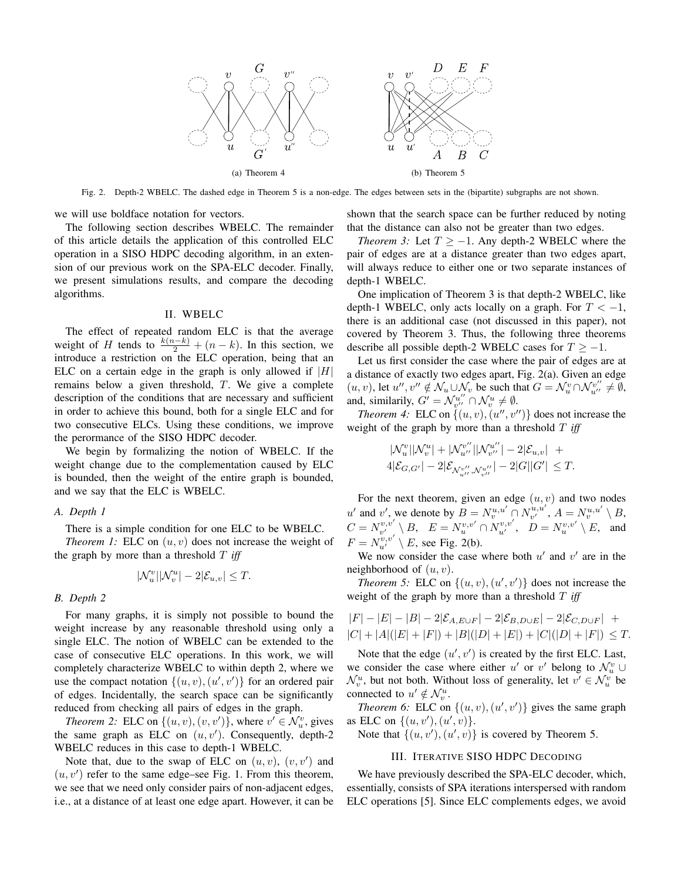(a) Theorem 4

(b) Theorem 5

Fig. 2. Depth-2 WBELC. The dashed edge in Theorem 5 is a non-edge. The edges between sets in the (bipartite) subgraphs are not shown.

we will use boldface notation for vectors.

The following section describes WBELC. The remainder of this article details the application of this controlled ELC operation in a SISO HDPC decoding algorithm, in an extension of our previous work on the SPA-ELC decoder. Finally, we present simulations results, and compare the decoding algorithms.

## II. WBELC

The effect of repeated random ELC is that the average weight of $H$ tends to $\frac{k(n-k)}{2} + (n-k)$. In this section, we introduce a restriction on the ELC operation, being that an ELC on a certain edge in the graph is only allowed if $|H|$ remains below a given threshold, $T$. We give a complete description of the conditions that are necessary and sufficient in order to achieve this bound, both for a single ELC and for two consecutive ELCs. Using these conditions, we improve the perormance of the SISO HDPC decoder.

We begin by formalizing the notion of WBELC. If the weight change due to the complementation caused by ELC is bounded, then the weight of the entire graph is bounded, and we say that the ELC is WBELC.

### A. Depth 1

There is a simple condition for one ELC to be WBELC.

*Theorem 1:* ELC on $(u, v)$ does not increase the weight of the graph by more than a threshold $T$ *iff*

$$|\mathcal{N}_u^v||\mathcal{N}_v^u| - 2|\mathcal{E}_{u,v}| \le T.$$

### B. Depth 2

For many graphs, it is simply not possible to bound the weight increase by any reasonable threshold using only a single ELC. The notion of WBELC can be extended to the case of consecutive ELC operations. In this work, we will completely characterize WBELC to within depth 2, where we use the compact notation $\{(u, v), (u', v')\}$ for an ordered pair of edges. Incidentally, the search space can be significantly reduced from checking all pairs of edges in the graph.

*Theorem 2:* ELC on $\{(u, v), (v, v')\}$, where $v' \in \mathcal{N}_u^v$, gives the same graph as ELC on $(u, v')$. Consequently, depth-2 WBELC reduces in this case to depth-1 WBELC.

Note that, due to the swap of ELC on $(u, v)$, $(v, v')$ and $(u, v')$ refer to the same edge–see Fig. 1. From this theorem, we see that we need only consider pairs of non-adjacent edges, i.e., at a distance of at least one edge apart. However, it can be shown that the search space can be further reduced by noting that the distance can also not be greater than two edges.

*Theorem 3:* Let $T \ge -1$. Any depth-2 WBELC where the pair of edges are at a distance greater than two edges apart, will always reduce to either one or two separate instances of depth-1 WBELC.

One implication of Theorem 3 is that depth-2 WBELC, like depth-1 WBELC, only acts locally on a graph. For $T < -1$, there is an additional case (not discussed in this paper), not covered by Theorem 3. Thus, the following three theorems describe all possible depth-2 WBELC cases for $T \ge -1$.

Let us first consider the case where the pair of edges are at a distance of exactly two edges apart, Fig. 2(a). Given an edge $(u, v)$, let $u'', v'' \notin \mathcal{N}_u \cup \mathcal{N}_v$ be such that $G = \mathcal{N}_u^v \cap \mathcal{N}_{u''}^{v''} \neq \emptyset$, and, similarly, $G' = \mathcal{N}_{v''}^{u''} \cap \mathcal{N}_v^u \neq \emptyset$.

*Theorem 4:* ELC on $\{(u, v), (u'', v'')\}$ does not increase the weight of the graph by more than a threshold $T$ *iff*

$$|\mathcal{N}_u^v||\mathcal{N}_v^u| + |\mathcal{N}_{u''}^{v''}||\mathcal{N}_{v''}^{u''}| - 2|\mathcal{E}_{u,v}| + 4|\mathcal{E}_{G,G'}| - 2|\mathcal{E}_{\mathcal{N}_{u''}^{v''},\mathcal{N}_{v''}^{u''}}| - 2|G||G'| \le T.$$

For the next theorem, given an edge $(u, v)$ and two nodes $u'$ and $v'$, we denote by $B = N_v^{u,u'} \cap N_{v'}^{u,u'}$, $A = N_v^{u,u'} \setminus B$, $C = N_{v'}^{v,v'} \setminus B$, $E = N_u^{v,v'} \cap N_{u'}^{v,v'}$, $D = N_u^{v,v'} \setminus E$, and $F = N_{u'}^{v,v'} \setminus E$, see Fig. 2(b).

We now consider the case where both $u'$ and $v'$ are in the neighborhood of $(u, v)$.

*Theorem 5:* ELC on $\{(u, v), (u', v')\}$ does not increase the weight of the graph by more than a threshold $T$ *iff*

$$|F| - |E| - |B| - 2|\mathcal{E}_{A,E\cup F}| - 2|\mathcal{E}_{B,D\cup E}| - 2|\mathcal{E}_{C,D\cup F}| + |C| + |A|(|E| + |F|) + |B|(|D| + |E|) + |C|(|D| + |F|) \le T.$$

Note that the edge $(u', v')$ is created by the first ELC. Last, we consider the case where either $u'$ or $v'$ belong to $\mathcal{N}_u^v \cup \mathcal{N}_v^u$, but not both. Without loss of generality, let $v' \in \mathcal{N}_u^v$ be connected to $u' \notin \mathcal{N}_v^u$.

*Theorem 6:* ELC on $\{(u, v), (u', v')\}$ gives the same graph as ELC on $\{(u, v'), (u', v)\}$.

Note that $\{(u, v'), (u', v)\}$ is covered by Theorem 5.

## III. ITERATIVE SISO HDPC DECODING

We have previously described the SPA-ELC decoder, which, essentially, consists of SPA iterations interspersed with random ELC operations [5]. Since ELC complements edges, we avoid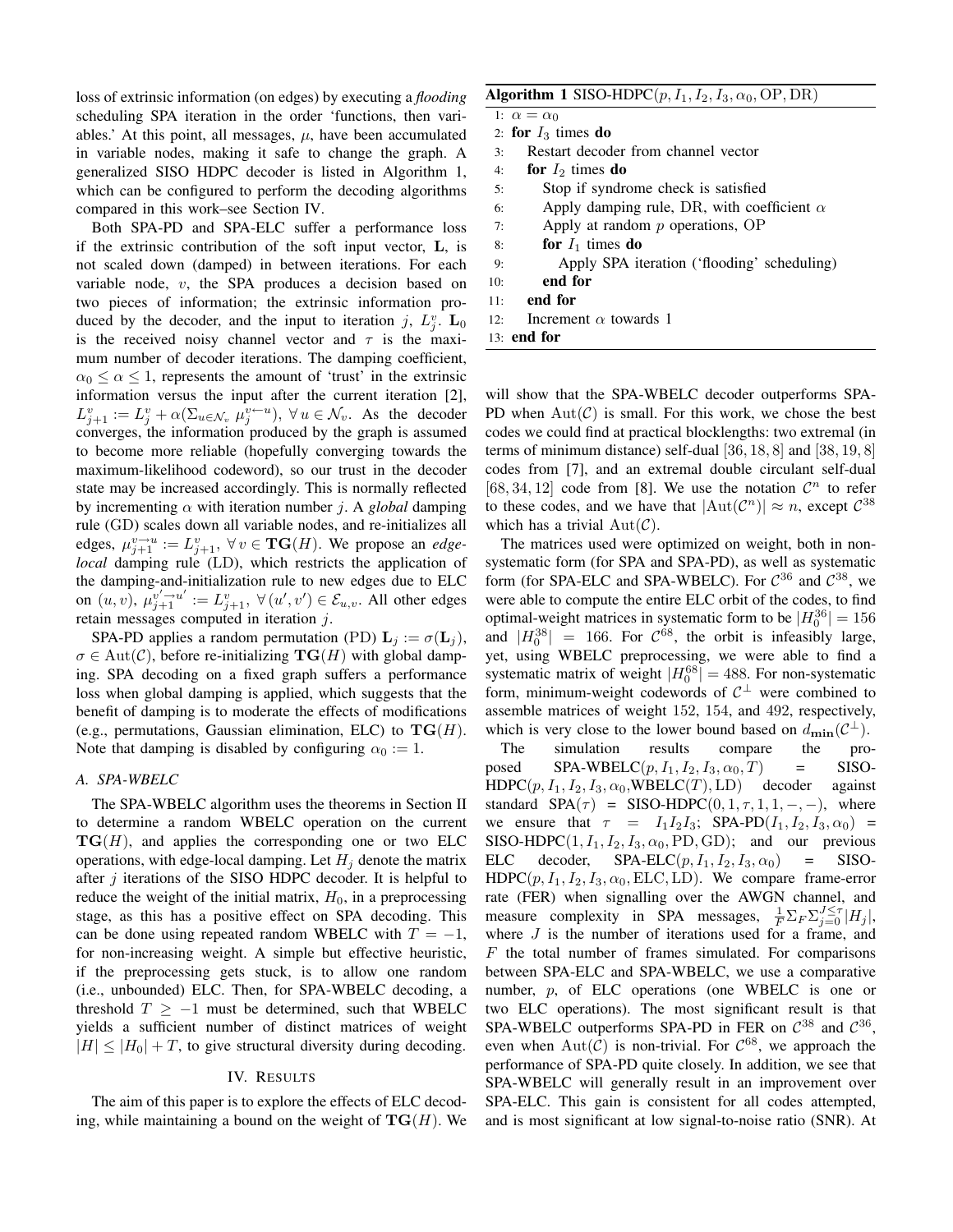loss of extrinsic information (on edges) by executing a *flooding* scheduling SPA iteration in the order 'functions, then variables.' At this point, all messages, $\mu$, have been accumulated in variable nodes, making it safe to change the graph. A generalized SISO HDPC decoder is listed in Algorithm 1, which can be configured to perform the decoding algorithms compared in this work–see Section IV.

Both SPA-PD and SPA-ELC suffer a performance loss if the extrinsic contribution of the soft input vector, $\mathbf{L}$, is not scaled down (damped) in between iterations. For each variable node, $v$, the SPA produces a decision based on two pieces of information; the extrinsic information produced by the decoder, and the input to iteration $j$, $L_j^v$. $\mathbf{L}_0$ is the received noisy channel vector and $\tau$ is the maximum number of decoder iterations. The damping coefficient, $\alpha_0 \leq \alpha \leq 1$, represents the amount of 'trust' in the extrinsic information versus the input after the current iteration [2], $L_{j+1}^v := L_j^v + \alpha(\Sigma_{u \in \mathcal{N}_v} \mu_j^{v \leftarrow u})$, $\forall\, u \in \mathcal{N}_v$. As the decoder converges, the information produced by the graph is assumed to become more reliable (hopefully converging towards the maximum-likelihood codeword), so our trust in the decoder state may be increased accordingly. This is normally reflected by incrementing $\alpha$ with iteration number $j$. A *global* damping rule (GD) scales down all variable nodes, and re-initializes all edges, $\mu_{j+1}^{v \rightarrow u} := L_{j+1}^v$, $\forall\, v \in \mathbf{TG}(H)$. We propose an *edge-local* damping rule (LD), which restricts the application of the damping-and-initialization rule to new edges due to ELC on $(u, v)$, $\mu_{j+1}^{v' \rightarrow u'} := L_{j+1}^v$, $\forall\, (u', v') \in \mathcal{E}_{u,v}$. All other edges retain messages computed in iteration $j$.

SPA-PD applies a random permutation (PD) $\mathbf{L}_j := \sigma(\mathbf{L}_j)$, $\sigma \in \mathrm{Aut}(\mathcal{C})$, before re-initializing $\mathbf{TG}(H)$ with global damping. SPA decoding on a fixed graph suffers a performance loss when global damping is applied, which suggests that the benefit of damping is to moderate the effects of modifications (e.g., permutations, Gaussian elimination, ELC) to $\mathbf{TG}(H)$. Note that damping is disabled by configuring $\alpha_0 := 1$.

### A. SPA-WBELC

The SPA-WBELC algorithm uses the theorems in Section II to determine a random WBELC operation on the current $\mathbf{TG}(H)$, and applies the corresponding one or two ELC operations, with edge-local damping. Let $H_j$ denote the matrix after $j$ iterations of the SISO HDPC decoder. It is helpful to reduce the weight of the initial matrix, $H_0$, in a preprocessing stage, as this has a positive effect on SPA decoding. This can be done using repeated random WBELC with $T = -1$, for non-increasing weight. A simple but effective heuristic, if the preprocessing gets stuck, is to allow one random (i.e., unbounded) ELC. Then, for SPA-WBELC decoding, a threshold $T \geq -1$ must be determined, such that WBELC yields a sufficient number of distinct matrices of weight $|H| \leq |H_0| + T$, to give structural diversity during decoding.

**Algorithm 1** SISO-HDPC($p, I_1, I_2, I_3, \alpha_0$, OP, DR)

```
1:  α = α_0
2:  for I_3 times do
3:      Restart decoder from channel vector
4:      for I_2 times do
5:          Stop if syndrome check is satisfied
6:          Apply damping rule, DR, with coefficient α
7:          Apply at random p operations, OP
8:          for I_1 times do
9:              Apply SPA iteration ('flooding' scheduling)
10:         end for
11:     end for
12:     Increment α towards 1
13: end for
```

## IV. Results

The aim of this paper is to explore the effects of ELC decoding, while maintaining a bound on the weight of $\mathbf{TG}(H)$. We will show that the SPA-WBELC decoder outperforms SPA-PD when $\mathrm{Aut}(\mathcal{C})$ is small. For this work, we chose the best codes we could find at practical blocklengths: two extremal (in terms of minimum distance) self-dual $[36, 18, 8]$ and $[38, 19, 8]$ codes from [7], and an extremal double circulant self-dual $[68, 34, 12]$ code from [8]. We use the notation $\mathcal{C}^n$ to refer to these codes, and we have that $|\mathrm{Aut}(\mathcal{C}^n)| \approx n$, except $\mathcal{C}^{38}$ which has a trivial $\mathrm{Aut}(\mathcal{C})$.

The matrices used were optimized on weight, both in non-systematic form (for SPA and SPA-PD), as well as systematic form (for SPA-ELC and SPA-WBELC). For $\mathcal{C}^{36}$ and $\mathcal{C}^{38}$, we were able to compute the entire ELC orbit of the codes, to find optimal-weight matrices in systematic form to be $|H_0^{36}| = 156$ and $|H_0^{38}| = 166$. For $\mathcal{C}^{68}$, the orbit is infeasibly large, yet, using WBELC preprocessing, we were able to find a systematic matrix of weight $|H_0^{68}| = 488$. For non-systematic form, minimum-weight codewords of $\mathcal{C}^{\perp}$ were combined to assemble matrices of weight 152, 154, and 492, respectively, which is very close to the lower bound based on $d_{\mathbf{min}}(\mathcal{C}^{\perp})$.

The simulation results compare the proposed SPA-WBELC($p, I_1, I_2, I_3, \alpha_0, T$) = SISO-HDPC($p, I_1, I_2, I_3, \alpha_0$,WBELC($T$), LD) decoder against standard SPA($\tau$) = SISO-HDPC($0, 1, \tau, 1, 1, -, -$), where we ensure that $\tau = I_1 I_2 I_3$; SPA-PD($I_1, I_2, I_3, \alpha_0$) = SISO-HDPC($1, I_1, I_2, I_3, \alpha_0$, PD, GD); and our previous ELC decoder, SPA-ELC($p, I_1, I_2, I_3, \alpha_0$) = SISO-HDPC($p, I_1, I_2, I_3, \alpha_0$, ELC, LD). We compare frame-error rate (FER) when signalling over the AWGN channel, and measure complexity in SPA messages, $\frac{1}{F}\Sigma_F \Sigma_{j=0}^{J \leq \tau} |H_j|$, where $J$ is the number of iterations used for a frame, and $F$ the total number of frames simulated. For comparisons between SPA-ELC and SPA-WBELC, we use a comparative number, $p$, of ELC operations (one WBELC is one or two ELC operations). The most significant result is that SPA-WBELC outperforms SPA-PD in FER on $\mathcal{C}^{38}$ and $\mathcal{C}^{36}$, even when $\mathrm{Aut}(\mathcal{C})$ is non-trivial. For $\mathcal{C}^{68}$, we approach the performance of SPA-PD quite closely. In addition, we see that SPA-WBELC will generally result in an improvement over SPA-ELC. This gain is consistent for all codes attempted, and is most significant at low signal-to-noise ratio (SNR). At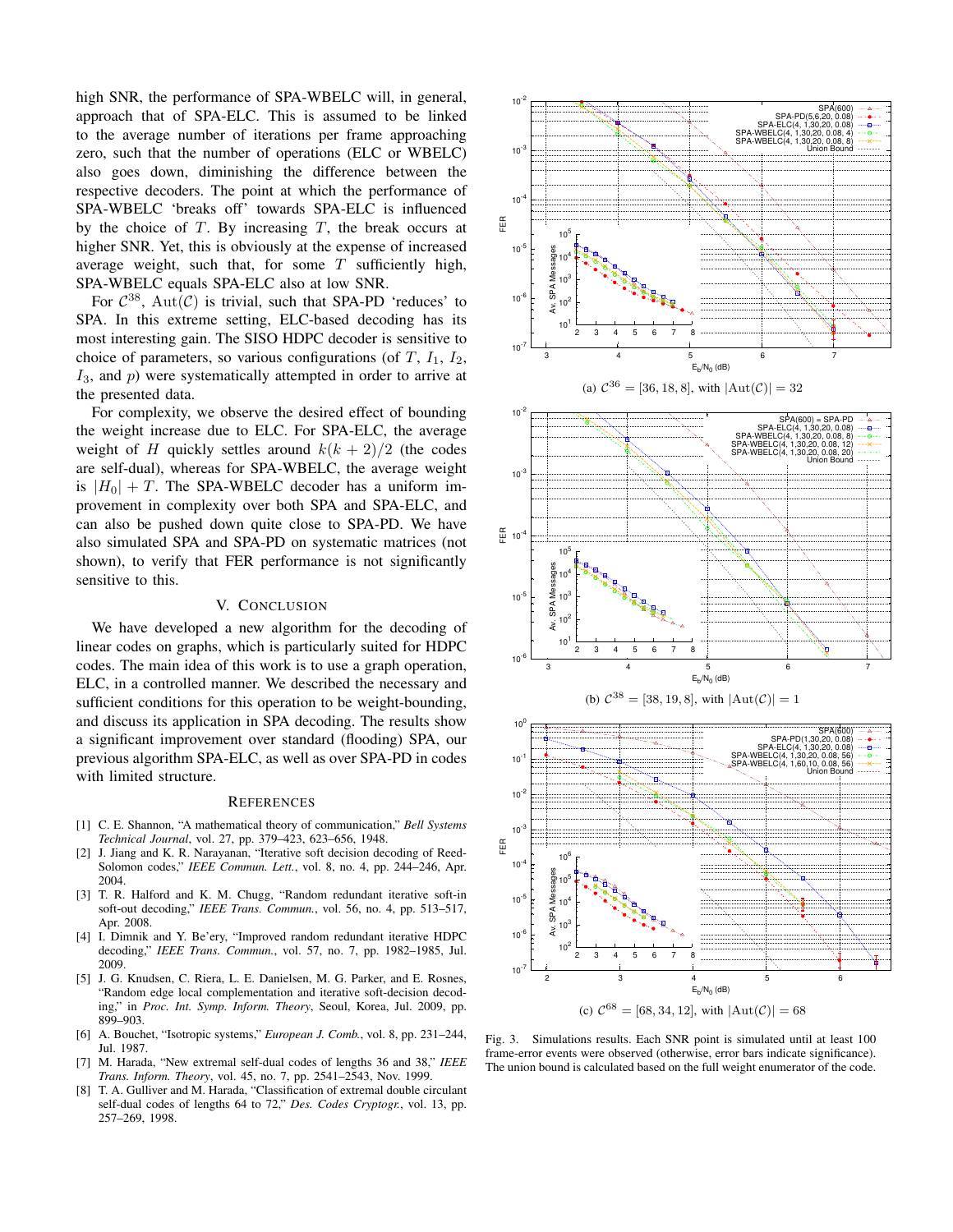high SNR, the performance of SPA-WBELC will, in general, approach that of SPA-ELC. This is assumed to be linked to the average number of iterations per frame approaching zero, such that the number of operations (ELC or WBELC) also goes down, diminishing the difference between the respective decoders. The point at which the performance of SPA-WBELC 'breaks off' towards SPA-ELC is influenced by the choice of $T$. By increasing $T$, the break occurs at higher SNR. Yet, this is obviously at the expense of increased average weight, such that, for some $T$ sufficiently high, SPA-WBELC equals SPA-ELC also at low SNR.

For $\mathcal{C}^{38}$, $\mathrm{Aut}(\mathcal{C})$ is trivial, such that SPA-PD 'reduces' to SPA. In this extreme setting, ELC-based decoding has its most interesting gain. The SISO HDPC decoder is sensitive to choice of parameters, so various configurations (of $T$, $I_1$, $I_2$, $I_3$, and $p$) were systematically attempted in order to arrive at the presented data.

For complexity, we observe the desired effect of bounding the weight increase due to ELC. For SPA-ELC, the average weight of $H$ quickly settles around $k(k+2)/2$ (the codes are self-dual), whereas for SPA-WBELC, the average weight is $|H_0| + T$. The SPA-WBELC decoder has a uniform improvement in complexity over both SPA and SPA-ELC, and can also be pushed down quite close to SPA-PD. We have also simulated SPA and SPA-PD on systematic matrices (not shown), to verify that FER performance is not significantly sensitive to this.

## V. Conclusion

We have developed a new algorithm for the decoding of linear codes on graphs, which is particularly suited for HDPC codes. The main idea of this work is to use a graph operation, ELC, in a controlled manner. We described the necessary and sufficient conditions for this operation to be weight-bounding, and discuss its application in SPA decoding. The results show a significant improvement over standard (flooding) SPA, our previous algorithm SPA-ELC, as well as over SPA-PD in codes with limited structure.

## References

[1] C. E. Shannon, "A mathematical theory of communication," *Bell Systems Technical Journal*, vol. 27, pp. 379–423, 623–656, 1948.

[2] J. Jiang and K. R. Narayanan, "Iterative soft decision decoding of Reed-Solomon codes," *IEEE Commun. Lett.*, vol. 8, no. 4, pp. 244–246, Apr. 2004.

[3] T. R. Halford and K. M. Chugg, "Random redundant iterative soft-in soft-out decoding," *IEEE Trans. Commun.*, vol. 56, no. 4, pp. 513–517, Apr. 2008.

[4] I. Dimnik and Y. Be'ery, "Improved random redundant iterative HDPC decoding," *IEEE Trans. Commun.*, vol. 57, no. 7, pp. 1982–1985, Jul. 2009.

[5] J. G. Knudsen, C. Riera, L. E. Danielsen, M. G. Parker, and E. Rosnes, "Random edge local complementation and iterative soft-decision decoding," in *Proc. Int. Symp. Inform. Theory*, Seoul, Korea, Jul. 2009, pp. 899–903.

[6] A. Bouchet, "Isotropic systems," *European J. Comb.*, vol. 8, pp. 231–244, Jul. 1987.

[7] M. Harada, "New extremal self-dual codes of lengths 36 and 38," *IEEE Trans. Inform. Theory*, vol. 45, no. 7, pp. 2541–2543, Nov. 1999.

[8] T. A. Gulliver and M. Harada, "Classification of extremal double circulant self-dual codes of lengths 64 to 72," *Des. Codes Cryptogr.*, vol. 13, pp. 257–269, 1998.

FER
$E_b/N_0$ (dB)
SPA(600)
SPA-PD(5,6,20, 0.08)
SPA-ELC(4, 1,30,20, 0.08)
SPA-WBELC(4, 1,30,20, 0.08, 4)
SPA-WBELC(4, 1,30,20, 0.08, 8)
Union Bound
Av. SPA Messages

(a) $\mathcal{C}^{36} = [36, 18, 8]$, with $|\mathrm{Aut}(\mathcal{C})| = 32$

FER
$E_b/N_0$ (dB)
SPA(600) = SPA-PD
SPA-ELC(4, 1,30,20, 0.08)
SPA-WBELC(4, 1,30,20, 0.08, 8)
SPA-WBELC(4, 1,30,20, 0.08, 12)
SPA-WBELC(4, 1,30,20, 0.08, 20)
Union Bound
Av. SPA Messages

(b) $\mathcal{C}^{38} = [38, 19, 8]$, with $|\mathrm{Aut}(\mathcal{C})| = 1$

FER
$E_b/N_0$ (dB)
SPA(600)
SPA-PD(1,30,20, 0.08)
SPA-ELC(4, 1,30,20, 0.08)
SPA-WBELC(4, 1,30,20, 0.08, 56)
SPA-WBELC(4, 1,60,10, 0.08, 56)
Union Bound
Av. SPA Messages

(c) $\mathcal{C}^{68} = [68, 34, 12]$, with $|\mathrm{Aut}(\mathcal{C})| = 68$

Fig. 3. Simulations results. Each SNR point is simulated until at least 100 frame-error events were observed (otherwise, error bars indicate significance). The union bound is calculated based on the full weight enumerator of the code.